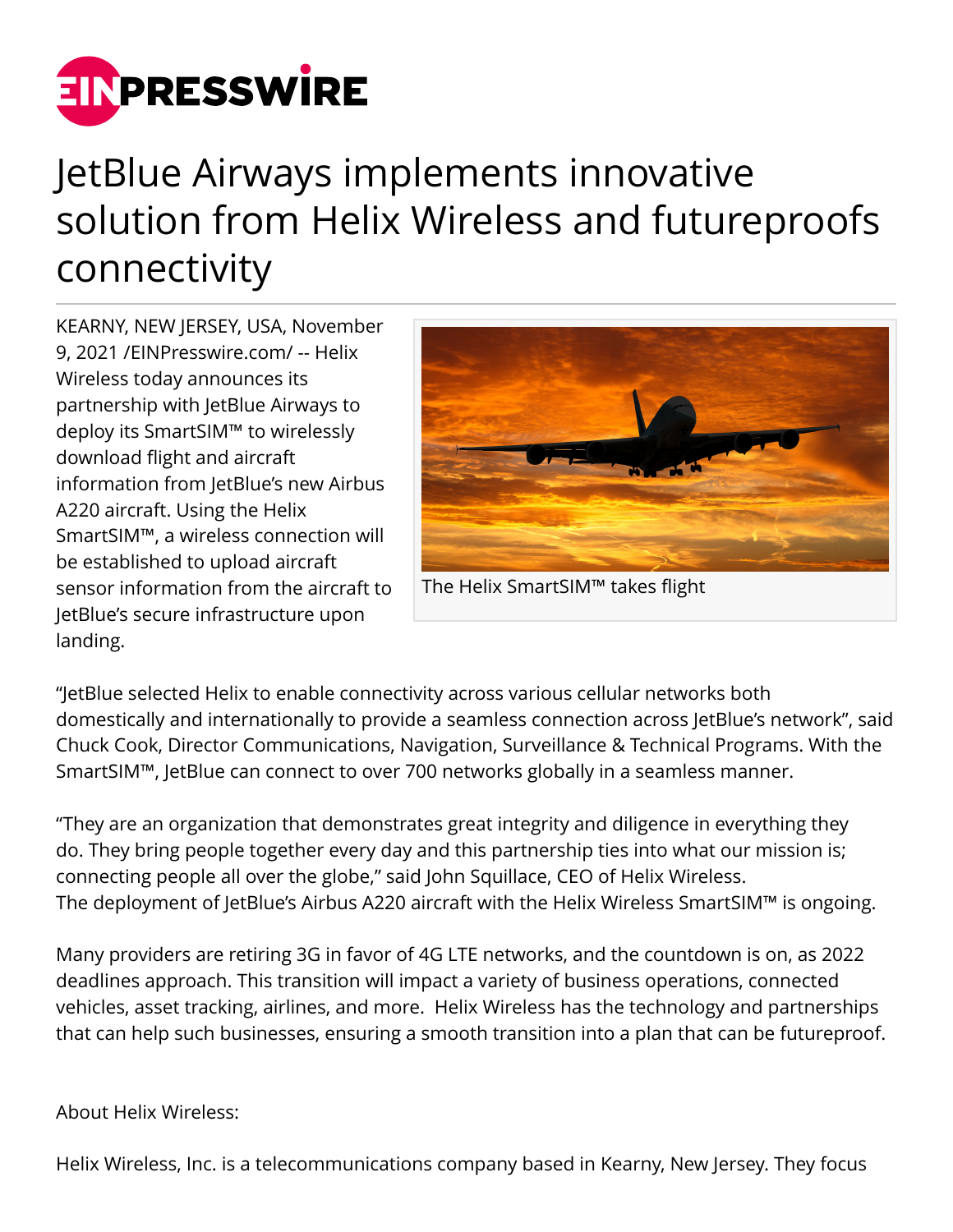# JetBlue Airways implements innovative solution from Helix Wireless and futureproofs connectivity

KEARNY, NEW JERSEY, USA, November 9, 2021 /EINPresswire.com/ -- Helix Wireless today announces its partnership with JetBlue Airways to deploy its SmartSIM™ to wirelessly download flight and aircraft information from JetBlue's new Airbus A220 aircraft. Using the Helix SmartSIM™, a wireless connection will be established to upload aircraft sensor information from the aircraft to JetBlue's secure infrastructure upon landing.

The Helix SmartSIM™ takes flight

"JetBlue selected Helix to enable connectivity across various cellular networks both domestically and internationally to provide a seamless connection across JetBlue's network", said Chuck Cook, Director Communications, Navigation, Surveillance & Technical Programs. With the SmartSIM™, JetBlue can connect to over 700 networks globally in a seamless manner.

"They are an organization that demonstrates great integrity and diligence in everything they do. They bring people together every day and this partnership ties into what our mission is; connecting people all over the globe," said John Squillace, CEO of Helix Wireless.
The deployment of JetBlue's Airbus A220 aircraft with the Helix Wireless SmartSIM™ is ongoing.

Many providers are retiring 3G in favor of 4G LTE networks, and the countdown is on, as 2022 deadlines approach. This transition will impact a variety of business operations, connected vehicles, asset tracking, airlines, and more. Helix Wireless has the technology and partnerships that can help such businesses, ensuring a smooth transition into a plan that can be futureproof.

About Helix Wireless:

Helix Wireless, Inc. is a telecommunications company based in Kearny, New Jersey. They focus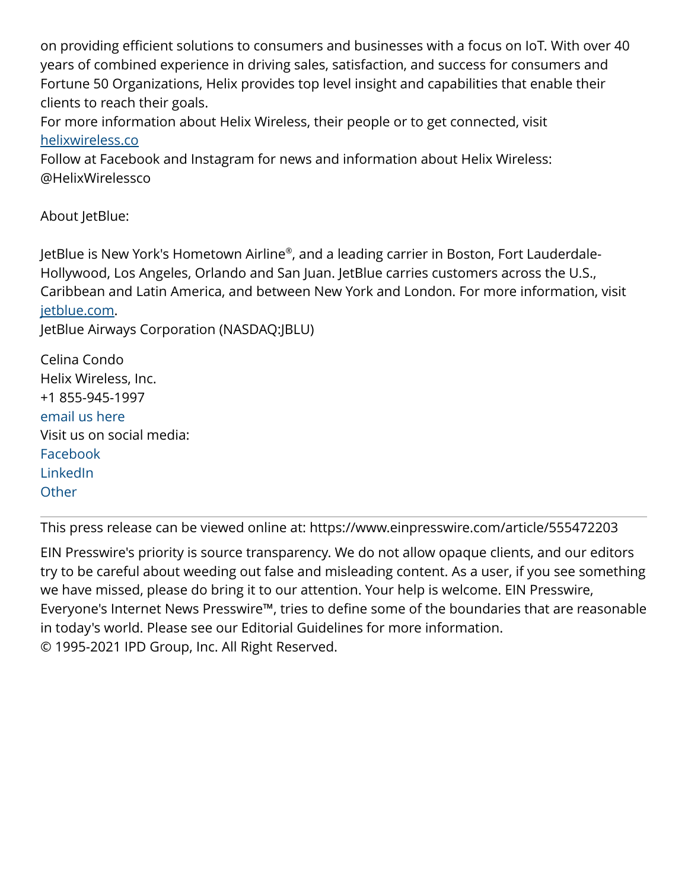on providing efficient solutions to consumers and businesses with a focus on IoT. With over 40 years of combined experience in driving sales, satisfaction, and success for consumers and Fortune 50 Organizations, Helix provides top level insight and capabilities that enable their clients to reach their goals.
For more information about Helix Wireless, their people or to get connected, visit [helixwireless.co](helixwireless.co)
Follow at Facebook and Instagram for news and information about Helix Wireless: @HelixWirelessco

About JetBlue:

JetBlue is New York's Hometown Airline®, and a leading carrier in Boston, Fort Lauderdale-Hollywood, Los Angeles, Orlando and San Juan. JetBlue carries customers across the U.S., Caribbean and Latin America, and between New York and London. For more information, visit [jetblue.com](jetblue.com).
JetBlue Airways Corporation (NASDAQ:JBLU)

Celina Condo
Helix Wireless, Inc.
+1 855-945-1997
email us here
Visit us on social media:
Facebook
LinkedIn
Other

---

This press release can be viewed online at: https://www.einpresswire.com/article/555472203

EIN Presswire's priority is source transparency. We do not allow opaque clients, and our editors try to be careful about weeding out false and misleading content. As a user, if you see something we have missed, please do bring it to our attention. Your help is welcome. EIN Presswire, Everyone's Internet News Presswire™, tries to define some of the boundaries that are reasonable in today's world. Please see our Editorial Guidelines for more information.
© 1995-2021 IPD Group, Inc. All Right Reserved.